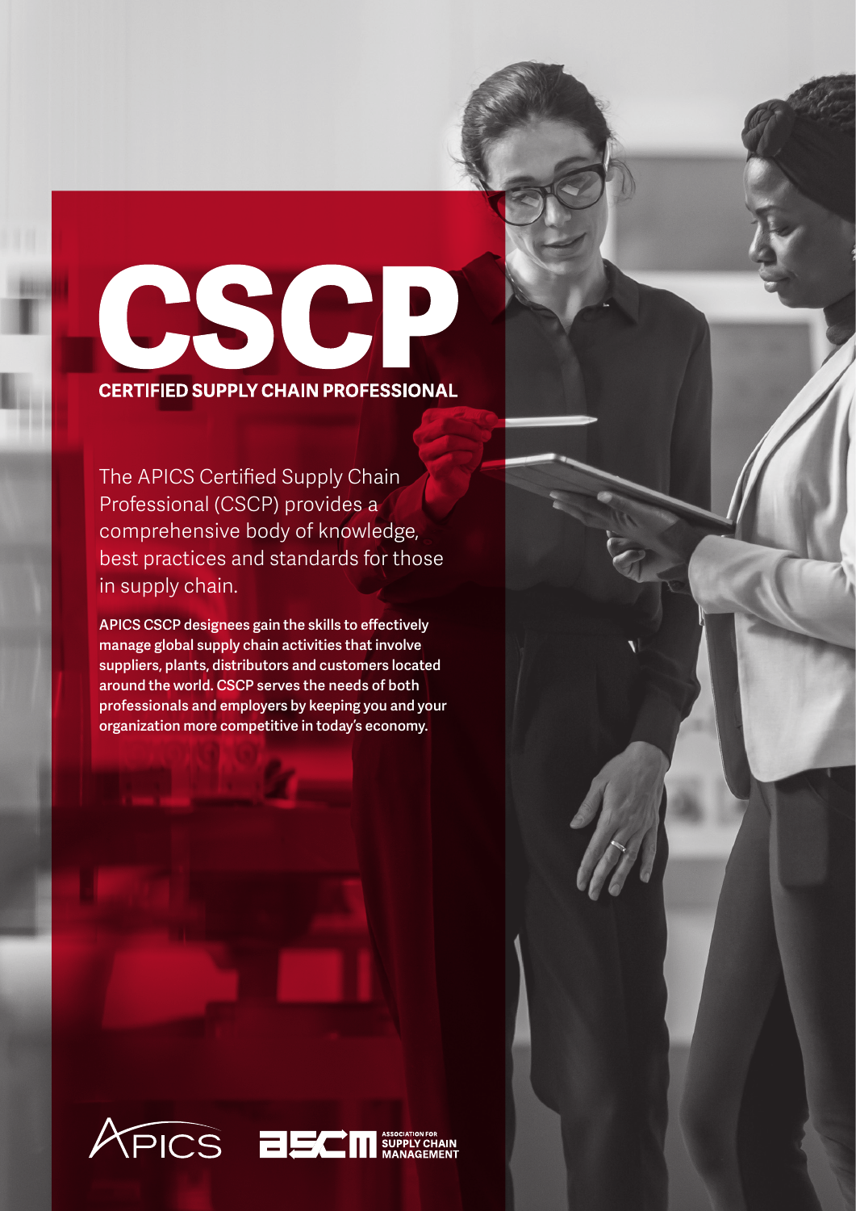# CSCP

## CERTIFIED SUPPLY CHAIN PROFESSIONAL

The APICS Certified Supply Chain Professional (CSCP) provides a comprehensive body of knowledge, best practices and standards for those in supply chain.

**APICS CSCP designees gain the skills to effectively manage global supply chain activities that involve suppliers, plants, distributors and customers located around the world. CSCP serves the needs of both professionals and employers by keeping you and your organization more competitive in today's economy.**

APICS

ASCM ASSOCIATION FOR SUPPLY CHAIN MANAGEMENT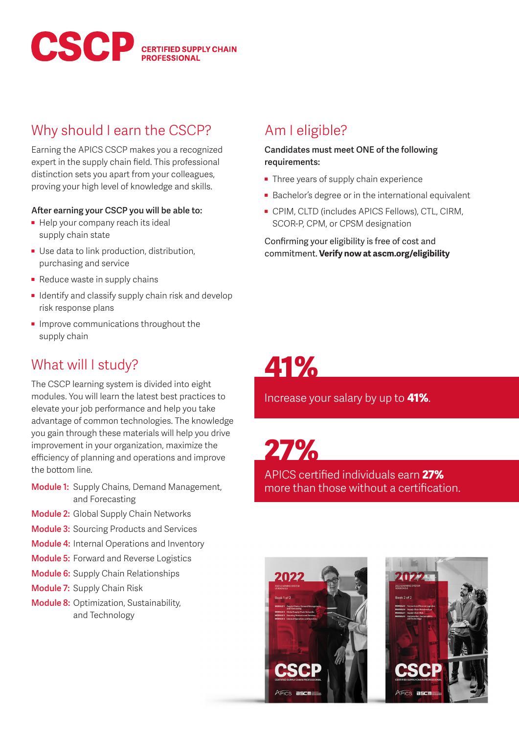# CSCP CERTIFIED SUPPLY CHAIN PROFESSIONAL

## Why should I earn the CSCP?

Earning the APICS CSCP makes you a recognized expert in the supply chain field. This professional distinction sets you apart from your colleagues, proving your high level of knowledge and skills.

**After earning your CSCP you will be able to:**

- Help your company reach its ideal supply chain state
- Use data to link production, distribution, purchasing and service
- Reduce waste in supply chains
- Identify and classify supply chain risk and develop risk response plans
- Improve communications throughout the supply chain

## What will I study?

The CSCP learning system is divided into eight modules. You will learn the latest best practices to elevate your job performance and help you take advantage of common technologies. The knowledge you gain through these materials will help you drive improvement in your organization, maximize the efficiency of planning and operations and improve the bottom line.

**Module 1:** Supply Chains, Demand Management, and Forecasting
**Module 2:** Global Supply Chain Networks
**Module 3:** Sourcing Products and Services
**Module 4:** Internal Operations and Inventory
**Module 5:** Forward and Reverse Logistics
**Module 6:** Supply Chain Relationships
**Module 7:** Supply Chain Risk
**Module 8:** Optimization, Sustainability, and Technology

## Am I eligible?

**Candidates must meet ONE of the following requirements:**

- Three years of supply chain experience
- Bachelor's degree or in the international equivalent
- CPIM, CLTD (includes APICS Fellows), CTL, CIRM, SCOR-P, CPM, or CPSM designation

Confirming your eligibility is free of cost and commitment. **Verify now at ascm.org/eligibility**

**41%**

Increase your salary by up to **41%**.

**27%**

APICS certified individuals earn **27%** more than those without a certification.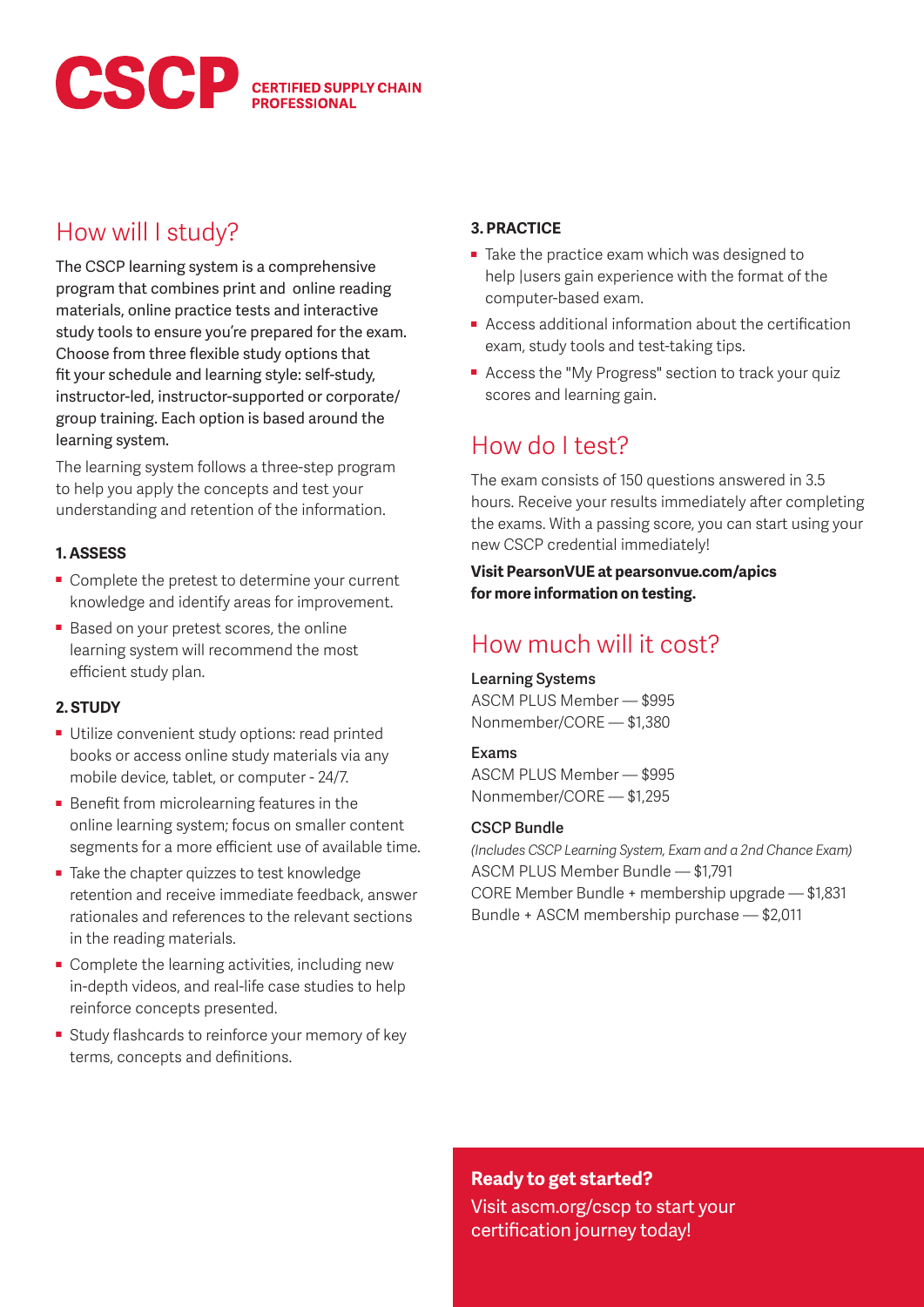# CSCP CERTIFIED SUPPLY CHAIN PROFESSIONAL

## How will I study?

The CSCP learning system is a comprehensive program that combines print and online reading materials, online practice tests and interactive study tools to ensure you're prepared for the exam. Choose from three flexible study options that fit your schedule and learning style: self-study, instructor-led, instructor-supported or corporate/group training. Each option is based around the learning system.

The learning system follows a three-step program to help you apply the concepts and test your understanding and retention of the information.

**1. ASSESS**

- Complete the pretest to determine your current knowledge and identify areas for improvement.
- Based on your pretest scores, the online learning system will recommend the most efficient study plan.

**2. STUDY**

- Utilize convenient study options: read printed books or access online study materials via any mobile device, tablet, or computer - 24/7.
- Benefit from microlearning features in the online learning system; focus on smaller content segments for a more efficient use of available time.
- Take the chapter quizzes to test knowledge retention and receive immediate feedback, answer rationales and references to the relevant sections in the reading materials.
- Complete the learning activities, including new in-depth videos, and real-life case studies to help reinforce concepts presented.
- Study flashcards to reinforce your memory of key terms, concepts and definitions.

**3. PRACTICE**

- Take the practice exam which was designed to help |users gain experience with the format of the computer-based exam.
- Access additional information about the certification exam, study tools and test-taking tips.
- Access the "My Progress" section to track your quiz scores and learning gain.

## How do I test?

The exam consists of 150 questions answered in 3.5 hours. Receive your results immediately after completing the exams. With a passing score, you can start using your new CSCP credential immediately!

**Visit PearsonVUE at pearsonvue.com/apics for more information on testing.**

## How much will it cost?

**Learning Systems**
ASCM PLUS Member — $995
Nonmember/CORE — $1,380

**Exams**
ASCM PLUS Member — $995
Nonmember/CORE — $1,295

**CSCP Bundle**
*(Includes CSCP Learning System, Exam and a 2nd Chance Exam)*
ASCM PLUS Member Bundle — $1,791
CORE Member Bundle + membership upgrade — $1,831
Bundle + ASCM membership purchase — $2,011

**Ready to get started?**
Visit ascm.org/cscp to start your certification journey today!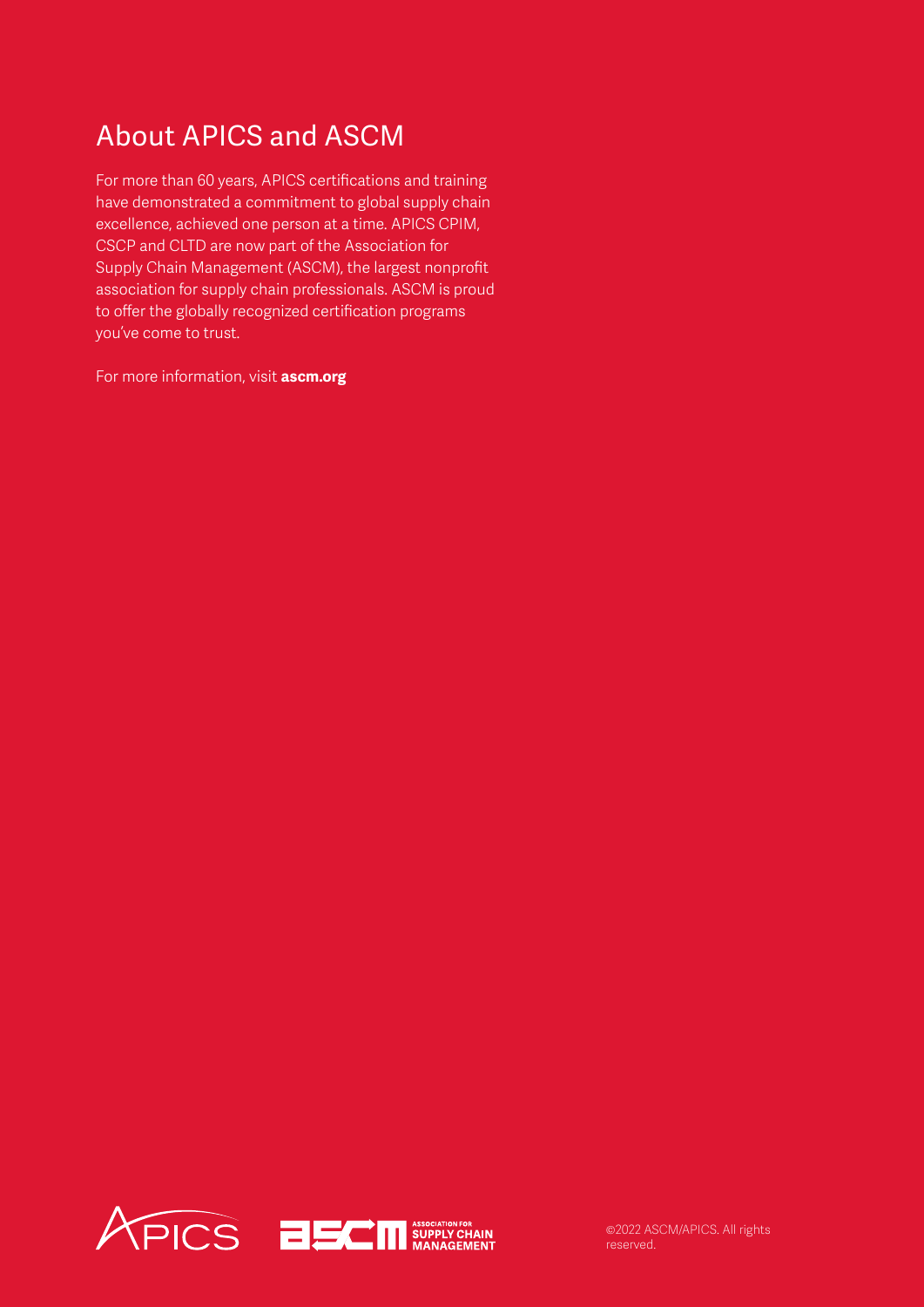## About APICS and ASCM

For more than 60 years, APICS certifications and training have demonstrated a commitment to global supply chain excellence, achieved one person at a time. APICS CPIM, CSCP and CLTD are now part of the Association for Supply Chain Management (ASCM), the largest nonprofit association for supply chain professionals. ASCM is proud to offer the globally recognized certification programs you've come to trust.

For more information, visit **ascm.org**

©2022 ASCM/APICS. All rights reserved.